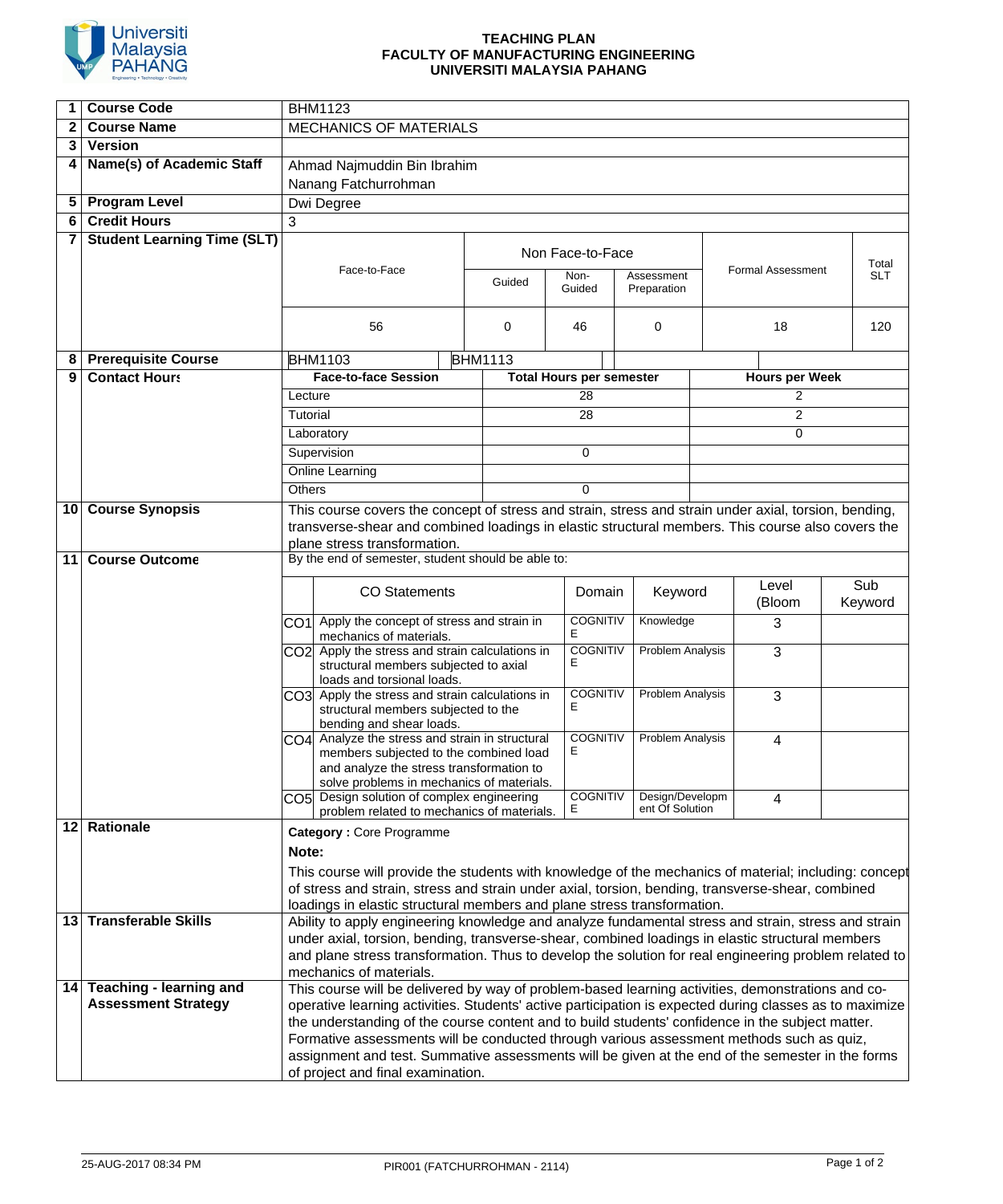**TEACHING PLAN**
**FACULTY OF MANUFACTURING ENGINEERING**
**UNIVERSITI MALAYSIA PAHANG**

| | | |
|---|---|---|
| 1 | **Course Code** | BHM1123 |
| 2 | **Course Name** | MECHANICS OF MATERIALS |
| 3 | **Version** | |
| 4 | **Name(s) of Academic Staff** | Ahmad Najmuddin Bin Ibrahim<br>Nanang Fatchurrohman |
| 5 | **Program Level** | Dwi Degree |
| 6 | **Credit Hours** | 3 |

**7 Student Learning Time (SLT)**

| Face-to-Face | Non Face-to-Face: Guided | Non Face-to-Face: Non-Guided | Non Face-to-Face: Assessment Preparation | Formal Assessment | Total SLT |
|---|---|---|---|---|---|
| 56 | 0 | 46 | 0 | 18 | 120 |

**8 Prerequisite Course**: BHM1103, BHM1113

**9 Contact Hours**

| Face-to-face Session | Total Hours per semester | Hours per Week |
|---|---|---|
| Lecture | 28 | 2 |
| Tutorial | 28 | 2 |
| Laboratory | | 0 |
| Supervision | 0 | |
| Online Learning | | |
| Others | 0 | |

**10 Course Synopsis**

This course covers the concept of stress and strain, stress and strain under axial, torsion, bending, transverse-shear and combined loadings in elastic structural members. This course also covers the plane stress transformation.

**11 Course Outcome**

By the end of semester, student should be able to:

| | CO Statements | Domain | Keyword | Level (Bloom | Sub Keyword |
|---|---|---|---|---|---|
| CO1 | Apply the concept of stress and strain in mechanics of materials. | COGNITIVE | Knowledge | 3 | |
| CO2 | Apply the stress and strain calculations in structural members subjected to axial loads and torsional loads. | COGNITIVE | Problem Analysis | 3 | |
| CO3 | Apply the stress and strain calculations in structural members subjected to the bending and shear loads. | COGNITIVE | Problem Analysis | 3 | |
| CO4 | Analyze the stress and strain in structural members subjected to the combined load and analyze the stress transformation to solve problems in mechanics of materials. | COGNITIVE | Problem Analysis | 4 | |
| CO5 | Design solution of complex engineering problem related to mechanics of materials. | COGNITIVE | Design/Development Of Solution | 4 | |

**12 Rationale**

**Category :** Core Programme

**Note:**

This course will provide the students with knowledge of the mechanics of material; including: concept of stress and strain, stress and strain under axial, torsion, bending, transverse-shear, combined loadings in elastic structural members and plane stress transformation.

**13 Transferable Skills**

Ability to apply engineering knowledge and analyze fundamental stress and strain, stress and strain under axial, torsion, bending, transverse-shear, combined loadings in elastic structural members and plane stress transformation. Thus to develop the solution for real engineering problem related to mechanics of materials.

**14 Teaching - learning and Assessment Strategy**

This course will be delivered by way of problem-based learning activities, demonstrations and co-operative learning activities. Students' active participation is expected during classes as to maximize the understanding of the course content and to build students' confidence in the subject matter. Formative assessments will be conducted through various assessment methods such as quiz, assignment and test. Summative assessments will be given at the end of the semester in the forms of project and final examination.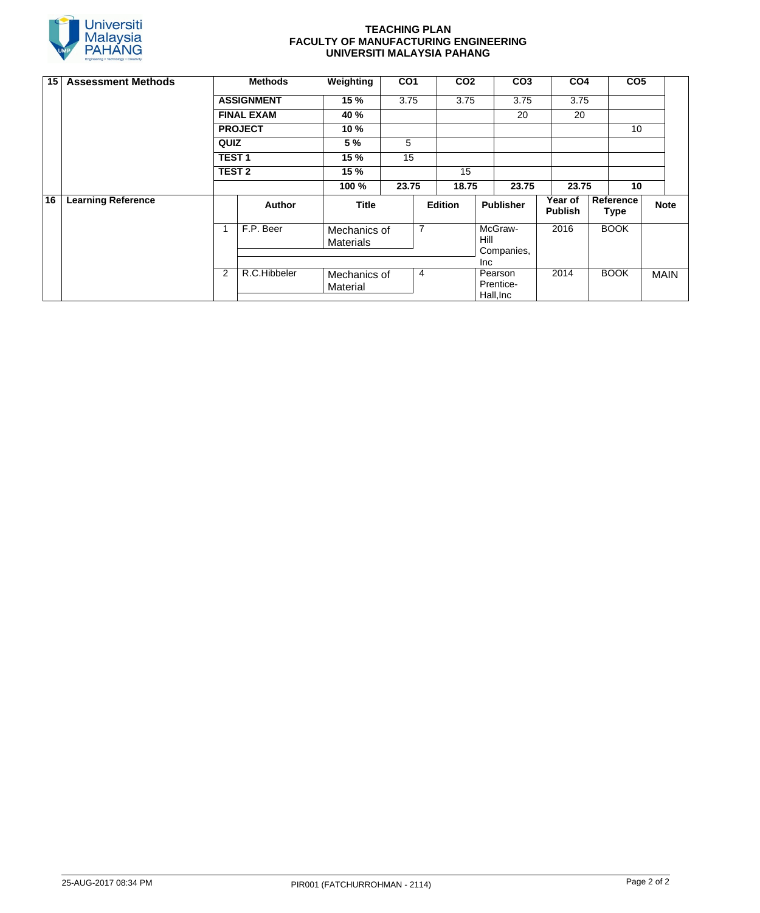**TEACHING PLAN**
**FACULTY OF MANUFACTURING ENGINEERING**
**UNIVERSITI MALAYSIA PAHANG**

| | | | | | | | | |
|---|---|---|---|---|---|---|---|---|
| **15** | **Assessment Methods** | **Methods** | **Weighting** | **CO1** | **CO2** | **CO3** | **CO4** | **CO5** |
| | | **ASSIGNMENT** | **15 %** | 3.75 | 3.75 | 3.75 | 3.75 | |
| | | **FINAL EXAM** | **40 %** | | | 20 | 20 | |
| | | **PROJECT** | **10 %** | | | | | 10 |
| | | **QUIZ** | **5 %** | 5 | | | | |
| | | **TEST 1** | **15 %** | 15 | | | | |
| | | **TEST 2** | **15 %** | | 15 | | | |
| | | | **100 %** | **23.75** | **18.75** | **23.75** | **23.75** | **10** |

| | | | | | | | | | |
|---|---|---|---|---|---|---|---|---|---|
| **16** | **Learning Reference** | | **Author** | **Title** | **Edition** | **Publisher** | **Year of Publish** | **Reference Type** | **Note** |
| | | 1 | F.P. Beer | Mechanics of Materials | 7 | McGraw-Hill Companies, Inc | 2016 | BOOK | |
| | | 2 | R.C.Hibbeler | Mechanics of Material | 4 | Pearson Prentice-Hall,Inc | 2014 | BOOK | MAIN |

25-AUG-2017 08:34 PM PIR001 (FATCHURROHMAN - 2114)